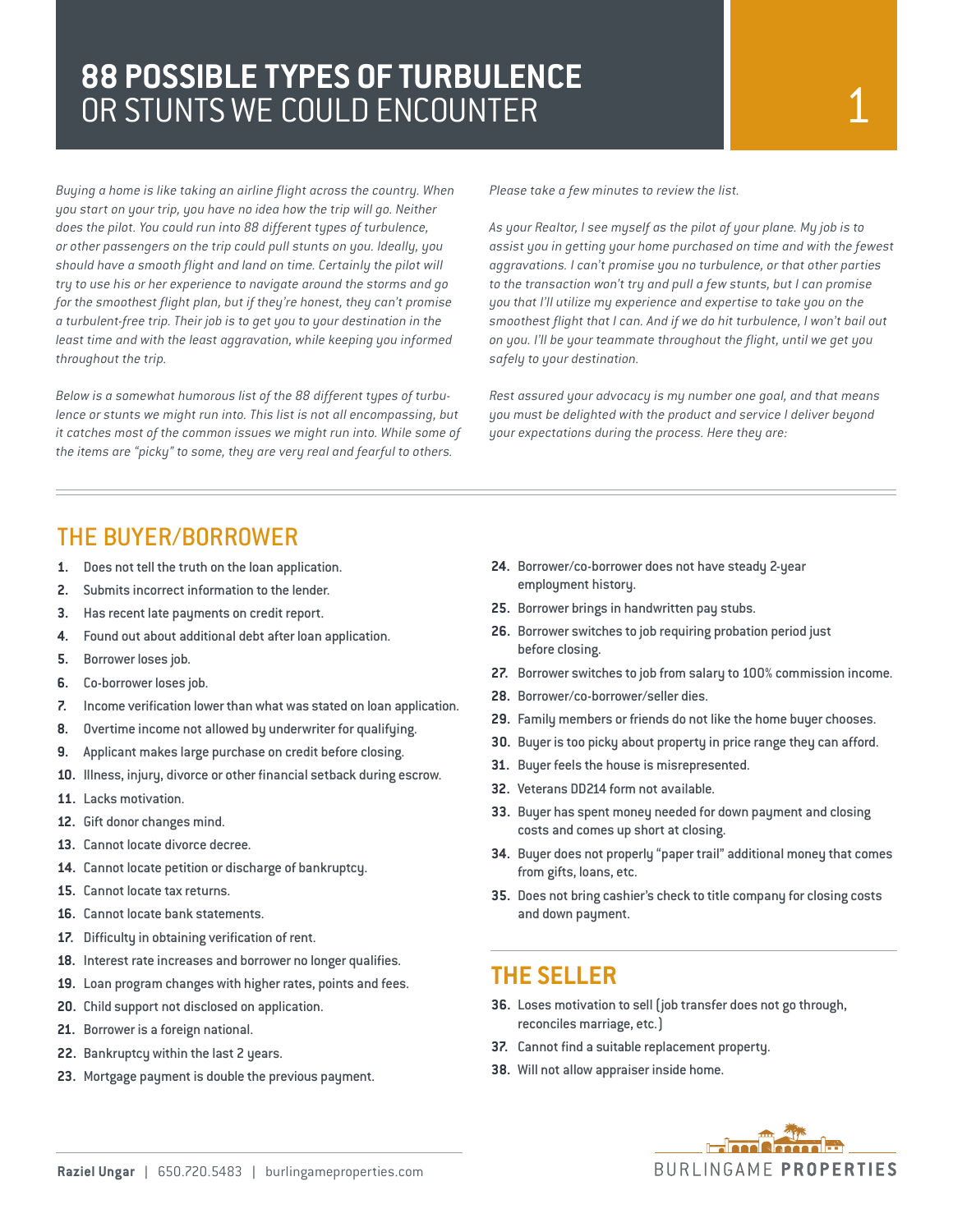# 88 POSSIBLE TYPES OF TURBULENCE OR STUNTS WE COULD ENCOUNTER

*Buying a home is like taking an airline flight across the country. When you start on your trip, you have no idea how the trip will go. Neither does the pilot. You could run into 88 different types of turbulence, or other passengers on the trip could pull stunts on you. Ideally, you should have a smooth flight and land on time. Certainly the pilot will try to use his or her experience to navigate around the storms and go for the smoothest flight plan, but if they're honest, they can't promise a turbulent-free trip. Their job is to get you to your destination in the least time and with the least aggravation, while keeping you informed throughout the trip.*

*Below is a somewhat humorous list of the 88 different types of turbulence or stunts we might run into. This list is not all encompassing, but it catches most of the common issues we might run into. While some of the items are "picky" to some, they are very real and fearful to others.*

*Please take a few minutes to review the list.*

*As your Realtor, I see myself as the pilot of your plane. My job is to assist you in getting your home purchased on time and with the fewest aggravations. I can't promise you no turbulence, or that other parties to the transaction won't try and pull a few stunts, but I can promise you that I'll utilize my experience and expertise to take you on the smoothest flight that I can. And if we do hit turbulence, I won't bail out on you. I'll be your teammate throughout the flight, until we get you safely to your destination.*

*Rest assured your advocacy is my number one goal, and that means you must be delighted with the product and service I deliver beyond your expectations during the process. Here they are:*

## THE BUYER/BORROWER

1. Does not tell the truth on the loan application.
2. Submits incorrect information to the lender.
3. Has recent late payments on credit report.
4. Found out about additional debt after loan application.
5. Borrower loses job.
6. Co-borrower loses job.
7. Income verification lower than what was stated on loan application.
8. Overtime income not allowed by underwriter for qualifying.
9. Applicant makes large purchase on credit before closing.
10. Illness, injury, divorce or other financial setback during escrow.
11. Lacks motivation.
12. Gift donor changes mind.
13. Cannot locate divorce decree.
14. Cannot locate petition or discharge of bankruptcy.
15. Cannot locate tax returns.
16. Cannot locate bank statements.
17. Difficulty in obtaining verification of rent.
18. Interest rate increases and borrower no longer qualifies.
19. Loan program changes with higher rates, points and fees.
20. Child support not disclosed on application.
21. Borrower is a foreign national.
22. Bankruptcy within the last 2 years.
23. Mortgage payment is double the previous payment.
24. Borrower/co-borrower does not have steady 2-year employment history.
25. Borrower brings in handwritten pay stubs.
26. Borrower switches to job requiring probation period just before closing.
27. Borrower switches to job from salary to 100% commission income.
28. Borrower/co-borrower/seller dies.
29. Family members or friends do not like the home buyer chooses.
30. Buyer is too picky about property in price range they can afford.
31. Buyer feels the house is misrepresented.
32. Veterans DD214 form not available.
33. Buyer has spent money needed for down payment and closing costs and comes up short at closing.
34. Buyer does not properly "paper trail" additional money that comes from gifts, loans, etc.
35. Does not bring cashier's check to title company for closing costs and down payment.

## THE SELLER

36. Loses motivation to sell (job transfer does not go through, reconciles marriage, etc.)
37. Cannot find a suitable replacement property.
38. Will not allow appraiser inside home.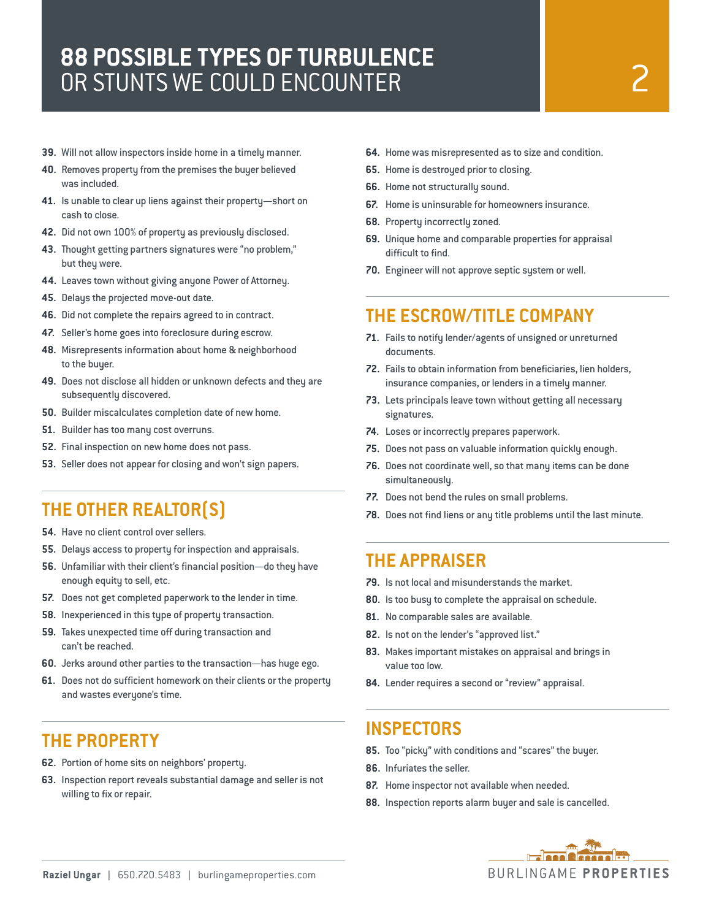# **88 POSSIBLE TYPES OF TURBULENCE** OR STUNTS WE COULD ENCOUNTER

39. Will not allow inspectors inside home in a timely manner.
40. Removes property from the premises the buyer believed was included.
41. Is unable to clear up liens against their property—short on cash to close.
42. Did not own 100% of property as previously disclosed.
43. Thought getting partners signatures were "no problem," but they were.
44. Leaves town without giving anyone Power of Attorney.
45. Delays the projected move-out date.
46. Did not complete the repairs agreed to in contract.
47. Seller's home goes into foreclosure during escrow.
48. Misrepresents information about home & neighborhood to the buyer.
49. Does not disclose all hidden or unknown defects and they are subsequently discovered.
50. Builder miscalculates completion date of new home.
51. Builder has too many cost overruns.
52. Final inspection on new home does not pass.
53. Seller does not appear for closing and won't sign papers.

## THE OTHER REALTOR(S)

54. Have no client control over sellers.
55. Delays access to property for inspection and appraisals.
56. Unfamiliar with their client's financial position—do they have enough equity to sell, etc.
57. Does not get completed paperwork to the lender in time.
58. Inexperienced in this type of property transaction.
59. Takes unexpected time off during transaction and can't be reached.
60. Jerks around other parties to the transaction—has huge ego.
61. Does not do sufficient homework on their clients or the property and wastes everyone's time.

## THE PROPERTY

62. Portion of home sits on neighbors' property.
63. Inspection report reveals substantial damage and seller is not willing to fix or repair.
64. Home was misrepresented as to size and condition.
65. Home is destroyed prior to closing.
66. Home not structurally sound.
67. Home is uninsurable for homeowners insurance.
68. Property incorrectly zoned.
69. Unique home and comparable properties for appraisal difficult to find.
70. Engineer will not approve septic system or well.

## THE ESCROW/TITLE COMPANY

71. Fails to notify lender/agents of unsigned or unreturned documents.
72. Fails to obtain information from beneficiaries, lien holders, insurance companies, or lenders in a timely manner.
73. Lets principals leave town without getting all necessary signatures.
74. Loses or incorrectly prepares paperwork.
75. Does not pass on valuable information quickly enough.
76. Does not coordinate well, so that many items can be done simultaneously.
77. Does not bend the rules on small problems.
78. Does not find liens or any title problems until the last minute.

## THE APPRAISER

79. Is not local and misunderstands the market.
80. Is too busy to complete the appraisal on schedule.
81. No comparable sales are available.
82. Is not on the lender's "approved list."
83. Makes important mistakes on appraisal and brings in value too low.
84. Lender requires a second or "review" appraisal.

## INSPECTORS

85. Too "picky" with conditions and "scares" the buyer.
86. Infuriates the seller.
87. Home inspector not available when needed.
88. Inspection reports alarm buyer and sale is cancelled.

**Raziel Ungar** | 650.720.5483 | burlingameproperties.com

BURLINGAME **PROPERTIES**